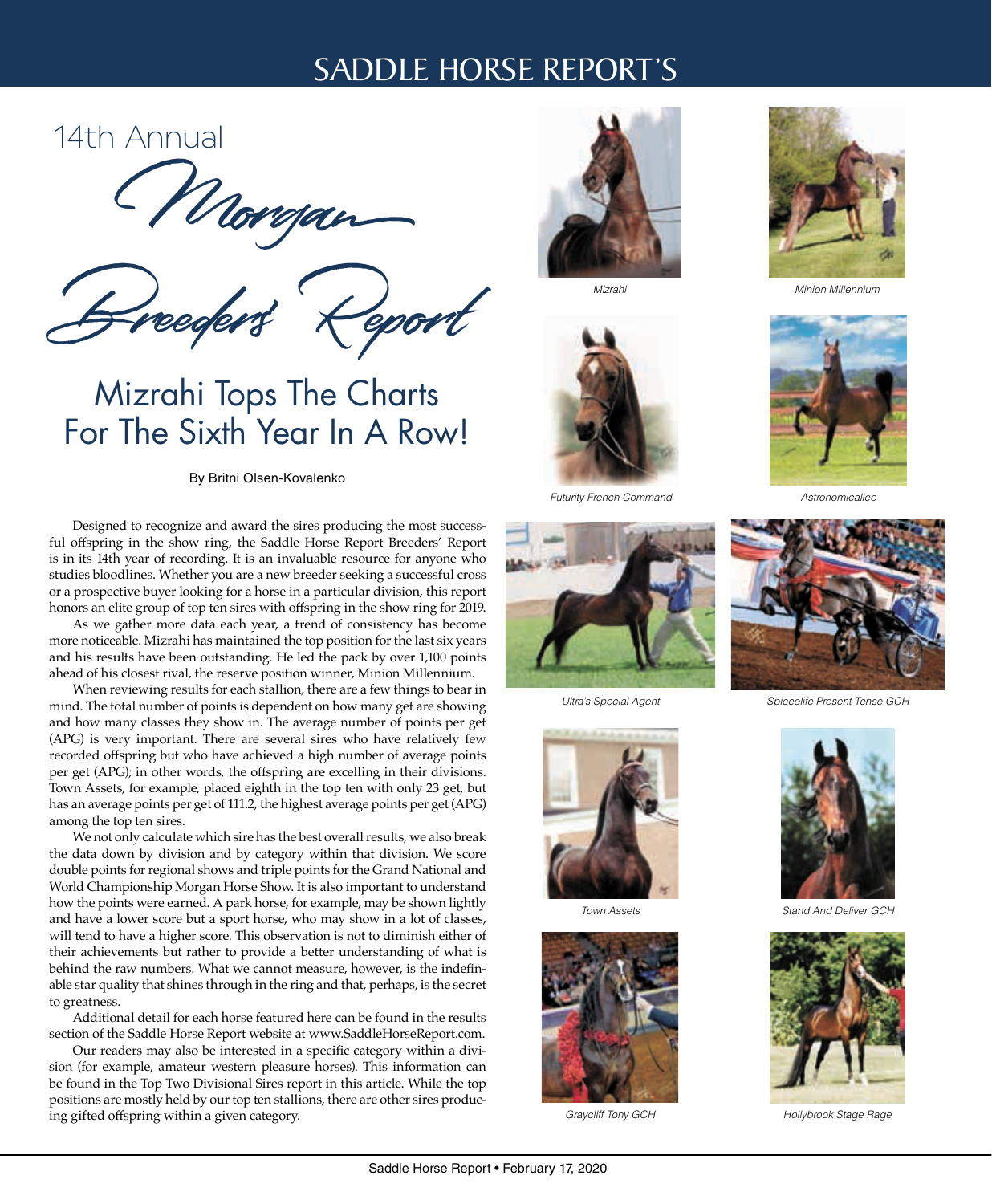# SADDLE HORSE REPORT'S

## 14th Annual Morgan Breeders' Report

## Mizrahi Tops The Charts For The Sixth Year In A Row!

By Britni Olsen-Kovalenko

Designed to recognize and award the sires producing the most successful offspring in the show ring, the Saddle Horse Report Breeders' Report is in its 14th year of recording. It is an invaluable resource for anyone who studies bloodlines. Whether you are a new breeder seeking a successful cross or a prospective buyer looking for a horse in a particular division, this report honors an elite group of top ten sires with offspring in the show ring for 2019.

As we gather more data each year, a trend of consistency has become more noticeable. Mizrahi has maintained the top position for the last six years and his results have been outstanding. He led the pack by over 1,100 points ahead of his closest rival, the reserve position winner, Minion Millennium.

When reviewing results for each stallion, there are a few things to bear in mind. The total number of points is dependent on how many get are showing and how many classes they show in. The average number of points per get (APG) is very important. There are several sires who have relatively few recorded offspring but who have achieved a high number of average points per get (APG); in other words, the offspring are excelling in their divisions. Town Assets, for example, placed eighth in the top ten with only 23 get, but has an average points per get of 111.2, the highest average points per get (APG) among the top ten sires.

We not only calculate which sire has the best overall results, we also break the data down by division and by category within that division. We score double points for regional shows and triple points for the Grand National and World Championship Morgan Horse Show. It is also important to understand how the points were earned. A park horse, for example, may be shown lightly and have a lower score but a sport horse, who may show in a lot of classes, will tend to have a higher score. This observation is not to diminish either of their achievements but rather to provide a better understanding of what is behind the raw numbers. What we cannot measure, however, is the indefinable star quality that shines through in the ring and that, perhaps, is the secret to greatness.

Additional detail for each horse featured here can be found in the results section of the Saddle Horse Report website at www.SaddleHorseReport.com.

Our readers may also be interested in a specific category within a division (for example, amateur western pleasure horses). This information can be found in the Top Two Divisional Sires report in this article. While the top positions are mostly held by our top ten stallions, there are other sires producing gifted offspring within a given category.

*Mizrahi*

*Minion Millennium*

*Futurity French Command*

*Astronomicallee*

*Ultra's Special Agent*

*Spiceolife Present Tense GCH*

*Town Assets*

*Stand And Deliver GCH*

*Graycliff Tony GCH*

*Hollybrook Stage Rage*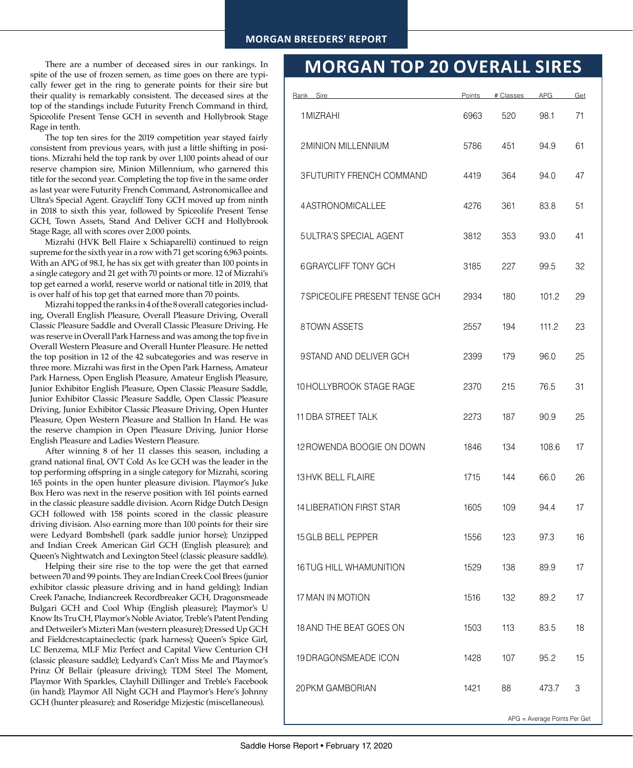There are a number of deceased sires in our rankings. In spite of the use of frozen semen, as time goes on there are typically fewer get in the ring to generate points for their sire but their quality is remarkably consistent. The deceased sires at the top of the standings include Futurity French Command in third, Spiceolife Present Tense GCH in seventh and Hollybrook Stage Rage in tenth.

The top ten sires for the 2019 competition year stayed fairly consistent from previous years, with just a little shifting in positions. Mizrahi held the top rank by over 1,100 points ahead of our reserve champion sire, Minion Millennium, who garnered this title for the second year. Completing the top five in the same order as last year were Futurity French Command, Astronomicallee and Ultra's Special Agent. Graycliff Tony GCH moved up from ninth in 2018 to sixth this year, followed by Spiceolife Present Tense GCH, Town Assets, Stand And Deliver GCH and Hollybrook Stage Rage, all with scores over 2,000 points.

Mizrahi (HVK Bell Flaire x Schiaparelli) continued to reign supreme for the sixth year in a row with 71 get scoring 6,963 points. With an APG of 98.1, he has six get with greater than 100 points in a single category and 21 get with 70 points or more. 12 of Mizrahi's top get earned a world, reserve world or national title in 2019, that is over half of his top get that earned more than 70 points.

Mizrahi topped the ranks in 4 of the 8 overall categories including, Overall English Pleasure, Overall Pleasure Driving, Overall Classic Pleasure Saddle and Overall Classic Pleasure Driving. He was reserve in Overall Park Harness and was among the top five in Overall Western Pleasure and Overall Hunter Pleasure. He netted the top position in 12 of the 42 subcategories and was reserve in three more. Mizrahi was first in the Open Park Harness, Amateur Park Harness, Open English Pleasure, Amateur English Pleasure, Junior Exhibitor English Pleasure, Open Classic Pleasure Saddle, Junior Exhibitor Classic Pleasure Saddle, Open Classic Pleasure Driving, Junior Exhibitor Classic Pleasure Driving, Open Hunter Pleasure, Open Western Pleasure and Stallion In Hand. He was the reserve champion in Open Pleasure Driving, Junior Horse English Pleasure and Ladies Western Pleasure.

After winning 8 of her 11 classes this season, including a grand national final, OVT Cold As Ice GCH was the leader in the top performing offspring in a single category for Mizrahi, scoring 165 points in the open hunter pleasure division. Playmor's Juke Box Hero was next in the reserve position with 161 points earned in the classic pleasure saddle division. Acorn Ridge Dutch Design GCH followed with 158 points scored in the classic pleasure driving division. Also earning more than 100 points for their sire were Ledyard Bombshell (park saddle junior horse); Unzipped and Indian Creek American Girl GCH (English pleasure); and Queen's Nightwatch and Lexington Steel (classic pleasure saddle).

Helping their sire rise to the top were the get that earned between 70 and 99 points. They are Indian Creek Cool Brees (junior exhibitor classic pleasure driving and in hand gelding); Indian Creek Panache, Indiancreek Recordbreaker GCH, Dragonsmeade Bulgari GCH and Cool Whip (English pleasure); Playmor's U Know Its Tru CH, Playmor's Noble Aviator, Treble's Patent Pending and Detweiler's Mizteri Man (western pleasure); Dressed Up GCH and Fieldcrestcaptaineclectic (park harness); Queen's Spice Girl, LC Benzema, MLF Miz Perfect and Capital View Centurion CH (classic pleasure saddle); Ledyard's Can't Miss Me and Playmor's Prinz Of Bellair (pleasure driving); TDM Steel The Moment, Playmor With Sparkles, Clayhill Dillinger and Treble's Facebook (in hand); Playmor All Night GCH and Playmor's Here's Johnny GCH (hunter pleasure); and Roseridge Mizjestic (miscellaneous).

## MORGAN TOP 20 OVERALL SIRES

| Rank | Sire | Points | # Classes | APG | Get |
|---|---|---|---|---|---|
| 1 | MIZRAHI | 6963 | 520 | 98.1 | 71 |
| 2 | MINION MILLENNIUM | 5786 | 451 | 94.9 | 61 |
| 3 | FUTURITY FRENCH COMMAND | 4419 | 364 | 94.0 | 47 |
| 4 | ASTRONOMICALLEE | 4276 | 361 | 83.8 | 51 |
| 5 | ULTRA'S SPECIAL AGENT | 3812 | 353 | 93.0 | 41 |
| 6 | GRAYCLIFF TONY GCH | 3185 | 227 | 99.5 | 32 |
| 7 | SPICEOLIFE PRESENT TENSE GCH | 2934 | 180 | 101.2 | 29 |
| 8 | TOWN ASSETS | 2557 | 194 | 111.2 | 23 |
| 9 | STAND AND DELIVER GCH | 2399 | 179 | 96.0 | 25 |
| 10 | HOLLYBROOK STAGE RAGE | 2370 | 215 | 76.5 | 31 |
| 11 | DBA STREET TALK | 2273 | 187 | 90.9 | 25 |
| 12 | ROWENDA BOOGIE ON DOWN | 1846 | 134 | 108.6 | 17 |
| 13 | HVK BELL FLAIRE | 1715 | 144 | 66.0 | 26 |
| 14 | LIBERATION FIRST STAR | 1605 | 109 | 94.4 | 17 |
| 15 | GLB BELL PEPPER | 1556 | 123 | 97.3 | 16 |
| 16 | TUG HILL WHAMUNITION | 1529 | 138 | 89.9 | 17 |
| 17 | MAN IN MOTION | 1516 | 132 | 89.2 | 17 |
| 18 | AND THE BEAT GOES ON | 1503 | 113 | 83.5 | 18 |
| 19 | DRAGONSMEADE ICON | 1428 | 107 | 95.2 | 15 |
| 20 | PKM GAMBORIAN | 1421 | 88 | 473.7 | 3 |

APG = Average Points Per Get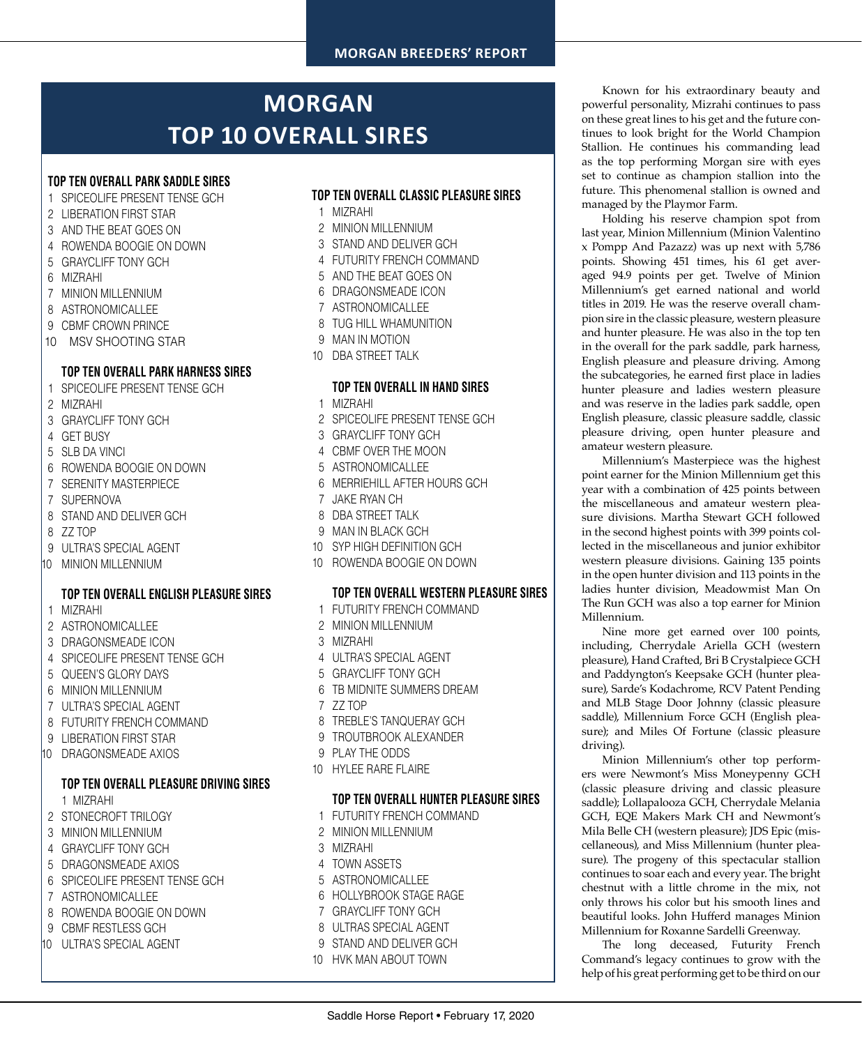# MORGAN TOP 10 OVERALL SIRES

### TOP TEN OVERALL PARK SADDLE SIRES

1 SPICEOLIFE PRESENT TENSE GCH
2 LIBERATION FIRST STAR
3 AND THE BEAT GOES ON
4 ROWENDA BOOGIE ON DOWN
5 GRAYCLIFF TONY GCH
6 MIZRAHI
7 MINION MILLENNIUM
8 ASTRONOMICALLEE
9 CBMF CROWN PRINCE
10 MSV SHOOTING STAR

### TOP TEN OVERALL PARK HARNESS SIRES

1 SPICEOLIFE PRESENT TENSE GCH
2 MIZRAHI
3 GRAYCLIFF TONY GCH
4 GET BUSY
5 SLB DA VINCI
6 ROWENDA BOOGIE ON DOWN
7 SERENITY MASTERPIECE
7 SUPERNOVA
8 STAND AND DELIVER GCH
8 ZZ TOP
9 ULTRA'S SPECIAL AGENT
10 MINION MILLENNIUM

### TOP TEN OVERALL ENGLISH PLEASURE SIRES

1 MIZRAHI
2 ASTRONOMICALLEE
3 DRAGONSMEADE ICON
4 SPICEOLIFE PRESENT TENSE GCH
5 QUEEN'S GLORY DAYS
6 MINION MILLENNIUM
7 ULTRA'S SPECIAL AGENT
8 FUTURITY FRENCH COMMAND
9 LIBERATION FIRST STAR
10 DRAGONSMEADE AXIOS

### TOP TEN OVERALL PLEASURE DRIVING SIRES

1 MIZRAHI
2 STONECROFT TRILOGY
3 MINION MILLENNIUM
4 GRAYCLIFF TONY GCH
5 DRAGONSMEADE AXIOS
6 SPICEOLIFE PRESENT TENSE GCH
7 ASTRONOMICALLEE
8 ROWENDA BOOGIE ON DOWN
9 CBMF RESTLESS GCH
10 ULTRA'S SPECIAL AGENT

### TOP TEN OVERALL CLASSIC PLEASURE SIRES

1 MIZRAHI
2 MINION MILLENNIUM
3 STAND AND DELIVER GCH
4 FUTURITY FRENCH COMMAND
5 AND THE BEAT GOES ON
6 DRAGONSMEADE ICON
7 ASTRONOMICALLEE
8 TUG HILL WHAMUNITION
9 MAN IN MOTION
10 DBA STREET TALK

### TOP TEN OVERALL IN HAND SIRES

1 MIZRAHI
2 SPICEOLIFE PRESENT TENSE GCH
3 GRAYCLIFF TONY GCH
4 CBMF OVER THE MOON
5 ASTRONOMICALLEE
6 MERRIEHILL AFTER HOURS GCH
7 JAKE RYAN CH
8 DBA STREET TALK
9 MAN IN BLACK GCH
10 SYP HIGH DEFINITION GCH
10 ROWENDA BOOGIE ON DOWN

### TOP TEN OVERALL WESTERN PLEASURE SIRES

1 FUTURITY FRENCH COMMAND
2 MINION MILLENNIUM
3 MIZRAHI
4 ULTRA'S SPECIAL AGENT
5 GRAYCLIFF TONY GCH
6 TB MIDNITE SUMMERS DREAM
7 ZZ TOP
8 TREBLE'S TANQUERAY GCH
9 TROUTBROOK ALEXANDER
9 PLAY THE ODDS
10 HYLEE RARE FLAIRE

### TOP TEN OVERALL HUNTER PLEASURE SIRES

1 FUTURITY FRENCH COMMAND
2 MINION MILLENNIUM
3 MIZRAHI
4 TOWN ASSETS
5 ASTRONOMICALLEE
6 HOLLYBROOK STAGE RAGE
7 GRAYCLIFF TONY GCH
8 ULTRAS SPECIAL AGENT
9 STAND AND DELIVER GCH
10 HVK MAN ABOUT TOWN

Known for his extraordinary beauty and powerful personality, Mizrahi continues to pass on these great lines to his get and the future continues to look bright for the World Champion Stallion. He continues his commanding lead as the top performing Morgan sire with eyes set to continue as champion stallion into the future. This phenomenal stallion is owned and managed by the Playmor Farm.

Holding his reserve champion spot from last year, Minion Millennium (Minion Valentino x Pompp And Pazazz) was up next with 5,786 points. Showing 451 times, his 61 get averaged 94.9 points per get. Twelve of Minion Millennium's get earned national and world titles in 2019. He was the reserve overall champion sire in the classic pleasure, western pleasure and hunter pleasure. He was also in the top ten in the overall for the park saddle, park harness, English pleasure and pleasure driving. Among the subcategories, he earned first place in ladies hunter pleasure and ladies western pleasure and was reserve in the ladies park saddle, open English pleasure, classic pleasure saddle, classic pleasure driving, open hunter pleasure and amateur western pleasure.

Millennium's Masterpiece was the highest point earner for the Minion Millennium get this year with a combination of 425 points between the miscellaneous and amateur western pleasure divisions. Martha Stewart GCH followed in the second highest points with 399 points collected in the miscellaneous and junior exhibitor western pleasure divisions. Gaining 135 points in the open hunter division and 113 points in the ladies hunter division, Meadowmist Man On The Run GCH was also a top earner for Minion Millennium.

Nine more get earned over 100 points, including, Cherrydale Ariella GCH (western pleasure), Hand Crafted, Bri B Crystalpiece GCH and Paddyngton's Keepsake GCH (hunter pleasure), Sarde's Kodachrome, RCV Patent Pending and MLB Stage Door Johnny (classic pleasure saddle), Millennium Force GCH (English pleasure); and Miles Of Fortune (classic pleasure driving).

Minion Millennium's other top performers were Newmont's Miss Moneypenny GCH (classic pleasure driving and classic pleasure saddle); Lollapalooza GCH, Cherrydale Melania GCH, EQE Makers Mark CH and Newmont's Mila Belle CH (western pleasure); JDS Epic (miscellaneous), and Miss Millennium (hunter pleasure). The progeny of this spectacular stallion continues to soar each and every year. The bright chestnut with a little chrome in the mix, not only throws his color but his smooth lines and beautiful looks. John Hufferd manages Minion Millennium for Roxanne Sardelli Greenway.

The long deceased, Futurity French Command's legacy continues to grow with the help of his great performing get to be third on our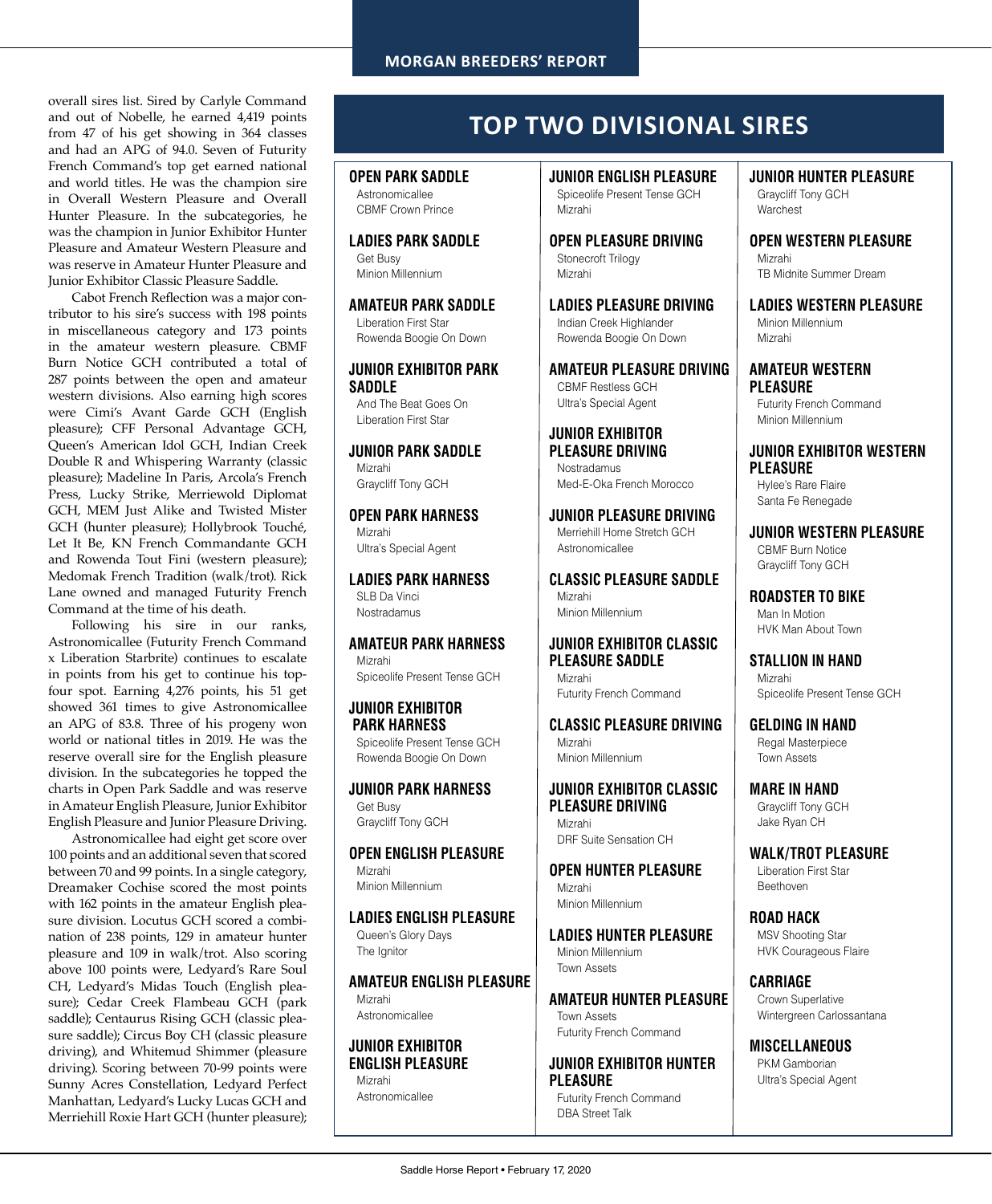overall sires list. Sired by Carlyle Command and out of Nobelle, he earned 4,419 points from 47 of his get showing in 364 classes and had an APG of 94.0. Seven of Futurity French Command's top get earned national and world titles. He was the champion sire in Overall Western Pleasure and Overall Hunter Pleasure. In the subcategories, he was the champion in Junior Exhibitor Hunter Pleasure and Amateur Western Pleasure and was reserve in Amateur Hunter Pleasure and Junior Exhibitor Classic Pleasure Saddle.

Cabot French Reflection was a major contributor to his sire's success with 198 points in miscellaneous category and 173 points in the amateur western pleasure. CBMF Burn Notice GCH contributed a total of 287 points between the open and amateur western divisions. Also earning high scores were Cimi's Avant Garde GCH (English pleasure); CFF Personal Advantage GCH, Queen's American Idol GCH, Indian Creek Double R and Whispering Warranty (classic pleasure); Madeline In Paris, Arcola's French Press, Lucky Strike, Merriewold Diplomat GCH, MEM Just Alike and Twisted Mister GCH (hunter pleasure); Hollybrook Touché, Let It Be, KN French Commandante GCH and Rowenda Tout Fini (western pleasure); Medomak French Tradition (walk/trot). Rick Lane owned and managed Futurity French Command at the time of his death.

Following his sire in our ranks, Astronomicallee (Futurity French Command x Liberation Starbrite) continues to escalate in points from his get to continue his top-four spot. Earning 4,276 points, his 51 get showed 361 times to give Astronomicallee an APG of 83.8. Three of his progeny won world or national titles in 2019. He was the reserve overall sire for the English pleasure division. In the subcategories he topped the charts in Open Park Saddle and was reserve in Amateur English Pleasure, Junior Exhibitor English Pleasure and Junior Pleasure Driving.

Astronomicallee had eight get score over 100 points and an additional seven that scored between 70 and 99 points. In a single category, Dreamaker Cochise scored the most points with 162 points in the amateur English pleasure division. Locutus GCH scored a combination of 238 points, 129 in amateur hunter pleasure and 109 in walk/trot. Also scoring above 100 points were, Ledyard's Rare Soul CH, Ledyard's Midas Touch (English pleasure); Cedar Creek Flambeau GCH (park saddle); Centaurus Rising GCH (classic pleasure saddle); Circus Boy CH (classic pleasure driving), and Whitemud Shimmer (pleasure driving). Scoring between 70-99 points were Sunny Acres Constellation, Ledyard Perfect Manhattan, Ledyard's Lucky Lucas GCH and Merriehill Roxie Hart GCH (hunter pleasure);

# TOP TWO DIVISIONAL SIRES

**OPEN PARK SADDLE**
Astronomicallee
CBMF Crown Prince

**LADIES PARK SADDLE**
Get Busy
Minion Millennium

**AMATEUR PARK SADDLE**
Liberation First Star
Rowenda Boogie On Down

**JUNIOR EXHIBITOR PARK SADDLE**
And The Beat Goes On
Liberation First Star

**JUNIOR PARK SADDLE**
Mizrahi
Graycliff Tony GCH

**OPEN PARK HARNESS**
Mizrahi
Ultra's Special Agent

**LADIES PARK HARNESS**
SLB Da Vinci
Nostradamus

**AMATEUR PARK HARNESS**
Mizrahi
Spiceolife Present Tense GCH

**JUNIOR EXHIBITOR PARK HARNESS**
Spiceolife Present Tense GCH
Rowenda Boogie On Down

**JUNIOR PARK HARNESS**
Get Busy
Graycliff Tony GCH

**OPEN ENGLISH PLEASURE**
Mizrahi
Minion Millennium

**LADIES ENGLISH PLEASURE**
Queen's Glory Days
The Ignitor

**AMATEUR ENGLISH PLEASURE**
Mizrahi
Astronomicallee

**JUNIOR EXHIBITOR ENGLISH PLEASURE**
Mizrahi
Astronomicallee

**JUNIOR ENGLISH PLEASURE**
Spiceolife Present Tense GCH
Mizrahi

**OPEN PLEASURE DRIVING**
Stonecroft Trilogy
Mizrahi

**LADIES PLEASURE DRIVING**
Indian Creek Highlander
Rowenda Boogie On Down

**AMATEUR PLEASURE DRIVING**
CBMF Restless GCH
Ultra's Special Agent

**JUNIOR EXHIBITOR PLEASURE DRIVING**
Nostradamus
Med-E-Oka French Morocco

**JUNIOR PLEASURE DRIVING**
Merriehill Home Stretch GCH
Astronomicallee

**CLASSIC PLEASURE SADDLE**
Mizrahi
Minion Millennium

**JUNIOR EXHIBITOR CLASSIC PLEASURE SADDLE**
Mizrahi
Futurity French Command

**CLASSIC PLEASURE DRIVING**
Mizrahi
Minion Millennium

**JUNIOR EXHIBITOR CLASSIC PLEASURE DRIVING**
Mizrahi
DRF Suite Sensation CH

**OPEN HUNTER PLEASURE**
Mizrahi
Minion Millennium

**LADIES HUNTER PLEASURE**
Minion Millennium
Town Assets

**AMATEUR HUNTER PLEASURE**
Town Assets
Futurity French Command

**JUNIOR EXHIBITOR HUNTER PLEASURE**
Futurity French Command
DBA Street Talk

**JUNIOR HUNTER PLEASURE**
Graycliff Tony GCH
Warchest

**OPEN WESTERN PLEASURE**
Mizrahi
TB Midnite Summer Dream

**LADIES WESTERN PLEASURE**
Minion Millennium
Mizrahi

**AMATEUR WESTERN PLEASURE**
Futurity French Command
Minion Millennium

**JUNIOR EXHIBITOR WESTERN PLEASURE**
Hylee's Rare Flaire
Santa Fe Renegade

**JUNIOR WESTERN PLEASURE**
CBMF Burn Notice
Graycliff Tony GCH

**ROADSTER TO BIKE**
Man In Motion
HVK Man About Town

**STALLION IN HAND**
Mizrahi
Spiceolife Present Tense GCH

**GELDING IN HAND**
Regal Masterpiece
Town Assets

**MARE IN HAND**
Graycliff Tony GCH
Jake Ryan CH

**WALK/TROT PLEASURE**
Liberation First Star
Beethoven

**ROAD HACK**
MSV Shooting Star
HVK Courageous Flaire

**CARRIAGE**
Crown Superlative
Wintergreen Carlossantana

**MISCELLANEOUS**
PKM Gamborian
Ultra's Special Agent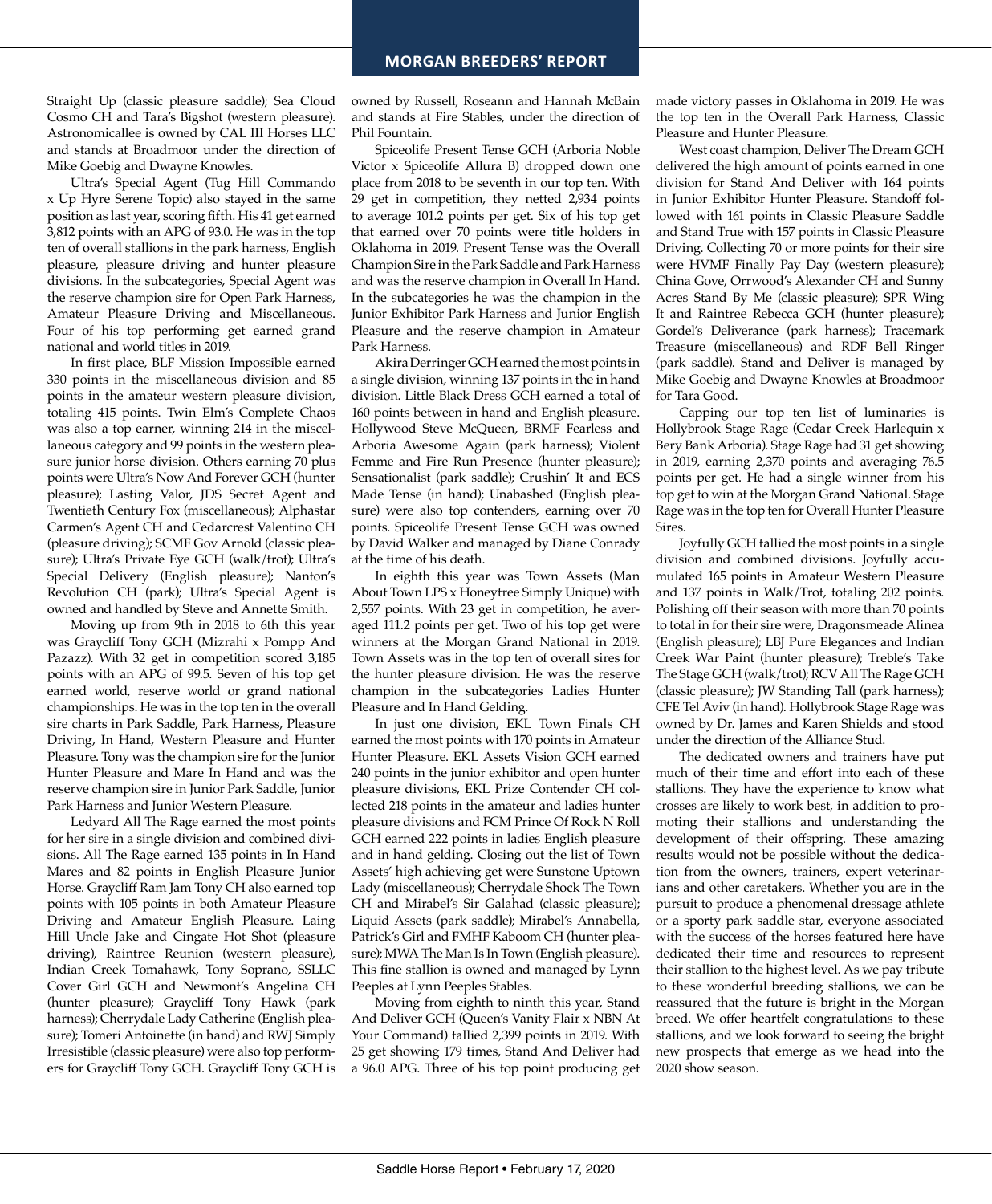Straight Up (classic pleasure saddle); Sea Cloud Cosmo CH and Tara's Bigshot (western pleasure). Astronomicallee is owned by CAL III Horses LLC and stands at Broadmoor under the direction of Mike Goebig and Dwayne Knowles.

Ultra's Special Agent (Tug Hill Commando x Up Hyre Serene Topic) also stayed in the same position as last year, scoring fifth. His 41 get earned 3,812 points with an APG of 93.0. He was in the top ten of overall stallions in the park harness, English pleasure, pleasure driving and hunter pleasure divisions. In the subcategories, Special Agent was the reserve champion sire for Open Park Harness, Amateur Pleasure Driving and Miscellaneous. Four of his top performing get earned grand national and world titles in 2019.

In first place, BLF Mission Impossible earned 330 points in the miscellaneous division and 85 points in the amateur western pleasure division, totaling 415 points. Twin Elm's Complete Chaos was also a top earner, winning 214 in the miscellaneous category and 99 points in the western pleasure junior horse division. Others earning 70 plus points were Ultra's Now And Forever GCH (hunter pleasure); Lasting Valor, JDS Secret Agent and Twentieth Century Fox (miscellaneous); Alphastar Carmen's Agent CH and Cedarcrest Valentino CH (pleasure driving); SCMF Gov Arnold (classic pleasure); Ultra's Private Eye GCH (walk/trot); Ultra's Special Delivery (English pleasure); Nanton's Revolution CH (park); Ultra's Special Agent is owned and handled by Steve and Annette Smith.

Moving up from 9th in 2018 to 6th this year was Graycliff Tony GCH (Mizrahi x Pompp And Pazazz). With 32 get in competition scored 3,185 points with an APG of 99.5. Seven of his top get earned world, reserve world or grand national championships. He was in the top ten in the overall sire charts in Park Saddle, Park Harness, Pleasure Driving, In Hand, Western Pleasure and Hunter Pleasure. Tony was the champion sire for the Junior Hunter Pleasure and Mare In Hand and was the reserve champion sire in Junior Park Saddle, Junior Park Harness and Junior Western Pleasure.

Ledyard All The Rage earned the most points for her sire in a single division and combined divisions. All The Rage earned 135 points in In Hand Mares and 82 points in English Pleasure Junior Horse. Graycliff Ram Jam Tony CH also earned top points with 105 points in both Amateur Pleasure Driving and Amateur English Pleasure. Laing Hill Uncle Jake and Cingate Hot Shot (pleasure driving), Raintree Reunion (western pleasure), Indian Creek Tomahawk, Tony Soprano, SSLLC Cover Girl GCH and Newmont's Angelina CH (hunter pleasure); Graycliff Tony Hawk (park harness); Cherrydale Lady Catherine (English pleasure); Tomeri Antoinette (in hand) and RWJ Simply Irresistible (classic pleasure) were also top performers for Graycliff Tony GCH. Graycliff Tony GCH is owned by Russell, Roseann and Hannah McBain and stands at Fire Stables, under the direction of Phil Fountain.

Spiceolife Present Tense GCH (Arboria Noble Victor x Spiceolife Allura B) dropped down one place from 2018 to be seventh in our top ten. With 29 get in competition, they netted 2,934 points to average 101.2 points per get. Six of his top get that earned over 70 points were title holders in Oklahoma in 2019. Present Tense was the Overall Champion Sire in the Park Saddle and Park Harness and was the reserve champion in Overall In Hand. In the subcategories he was the champion in the Junior Exhibitor Park Harness and Junior English Pleasure and the reserve champion in Amateur Park Harness.

Akira Derringer GCH earned the most points in a single division, winning 137 points in the in hand division. Little Black Dress GCH earned a total of 160 points between in hand and English pleasure. Hollywood Steve McQueen, BRMF Fearless and Arboria Awesome Again (park harness); Violent Femme and Fire Run Presence (hunter pleasure); Sensationalist (park saddle); Crushin' It and ECS Made Tense (in hand); Unabashed (English pleasure) were also top contenders, earning over 70 points. Spiceolife Present Tense GCH was owned by David Walker and managed by Diane Conrady at the time of his death.

In eighth this year was Town Assets (Man About Town LPS x Honeytree Simply Unique) with 2,557 points. With 23 get in competition, he averaged 111.2 points per get. Two of his top get were winners at the Morgan Grand National in 2019. Town Assets was in the top ten of overall sires for the hunter pleasure division. He was the reserve champion in the subcategories Ladies Hunter Pleasure and In Hand Gelding.

In just one division, EKL Town Finals CH earned the most points with 170 points in Amateur Hunter Pleasure. EKL Assets Vision GCH earned 240 points in the junior exhibitor and open hunter pleasure divisions, EKL Prize Contender CH collected 218 points in the amateur and ladies hunter pleasure divisions and FCM Prince Of Rock N Roll GCH earned 222 points in ladies English pleasure and in hand gelding. Closing out the list of Town Assets' high achieving get were Sunstone Uptown Lady (miscellaneous); Cherrydale Shock The Town CH and Mirabel's Sir Galahad (classic pleasure); Liquid Assets (park saddle); Mirabel's Annabella, Patrick's Girl and FMHF Kaboom CH (hunter pleasure); MWA The Man Is In Town (English pleasure). This fine stallion is owned and managed by Lynn Peeples at Lynn Peeples Stables.

Moving from eighth to ninth this year, Stand And Deliver GCH (Queen's Vanity Flair x NBN At Your Command) tallied 2,399 points in 2019. With 25 get showing 179 times, Stand And Deliver had a 96.0 APG. Three of his top point producing get made victory passes in Oklahoma in 2019. He was the top ten in the Overall Park Harness, Classic Pleasure and Hunter Pleasure.

West coast champion, Deliver The Dream GCH delivered the high amount of points earned in one division for Stand And Deliver with 164 points in Junior Exhibitor Hunter Pleasure. Standoff followed with 161 points in Classic Pleasure Saddle and Stand True with 157 points in Classic Pleasure Driving. Collecting 70 or more points for their sire were HVMF Finally Pay Day (western pleasure); China Gove, Orrwood's Alexander CH and Sunny Acres Stand By Me (classic pleasure); SPR Wing It and Raintree Rebecca GCH (hunter pleasure); Gordel's Deliverance (park harness); Tracemark Treasure (miscellaneous) and RDF Bell Ringer (park saddle). Stand and Deliver is managed by Mike Goebig and Dwayne Knowles at Broadmoor for Tara Good.

Capping our top ten list of luminaries is Hollybrook Stage Rage (Cedar Creek Harlequin x Bery Bank Arboria). Stage Rage had 31 get showing in 2019, earning 2,370 points and averaging 76.5 points per get. He had a single winner from his top get to win at the Morgan Grand National. Stage Rage was in the top ten for Overall Hunter Pleasure Sires.

Joyfully GCH tallied the most points in a single division and combined divisions. Joyfully accumulated 165 points in Amateur Western Pleasure and 137 points in Walk/Trot, totaling 202 points. Polishing off their season with more than 70 points to total in for their sire were, Dragonsmeade Alinea (English pleasure); LBJ Pure Elegances and Indian Creek War Paint (hunter pleasure); Treble's Take The Stage GCH (walk/trot); RCV All The Rage GCH (classic pleasure); JW Standing Tall (park harness); CFE Tel Aviv (in hand). Hollybrook Stage Rage was owned by Dr. James and Karen Shields and stood under the direction of the Alliance Stud.

The dedicated owners and trainers have put much of their time and effort into each of these stallions. They have the experience to know what crosses are likely to work best, in addition to promoting their stallions and understanding the development of their offspring. These amazing results would not be possible without the dedication from the owners, trainers, expert veterinarians and other caretakers. Whether you are in the pursuit to produce a phenomenal dressage athlete or a sporty park saddle star, everyone associated with the success of the horses featured here have dedicated their time and resources to represent their stallion to the highest level. As we pay tribute to these wonderful breeding stallions, we can be reassured that the future is bright in the Morgan breed. We offer heartfelt congratulations to these stallions, and we look forward to seeing the bright new prospects that emerge as we head into the 2020 show season.